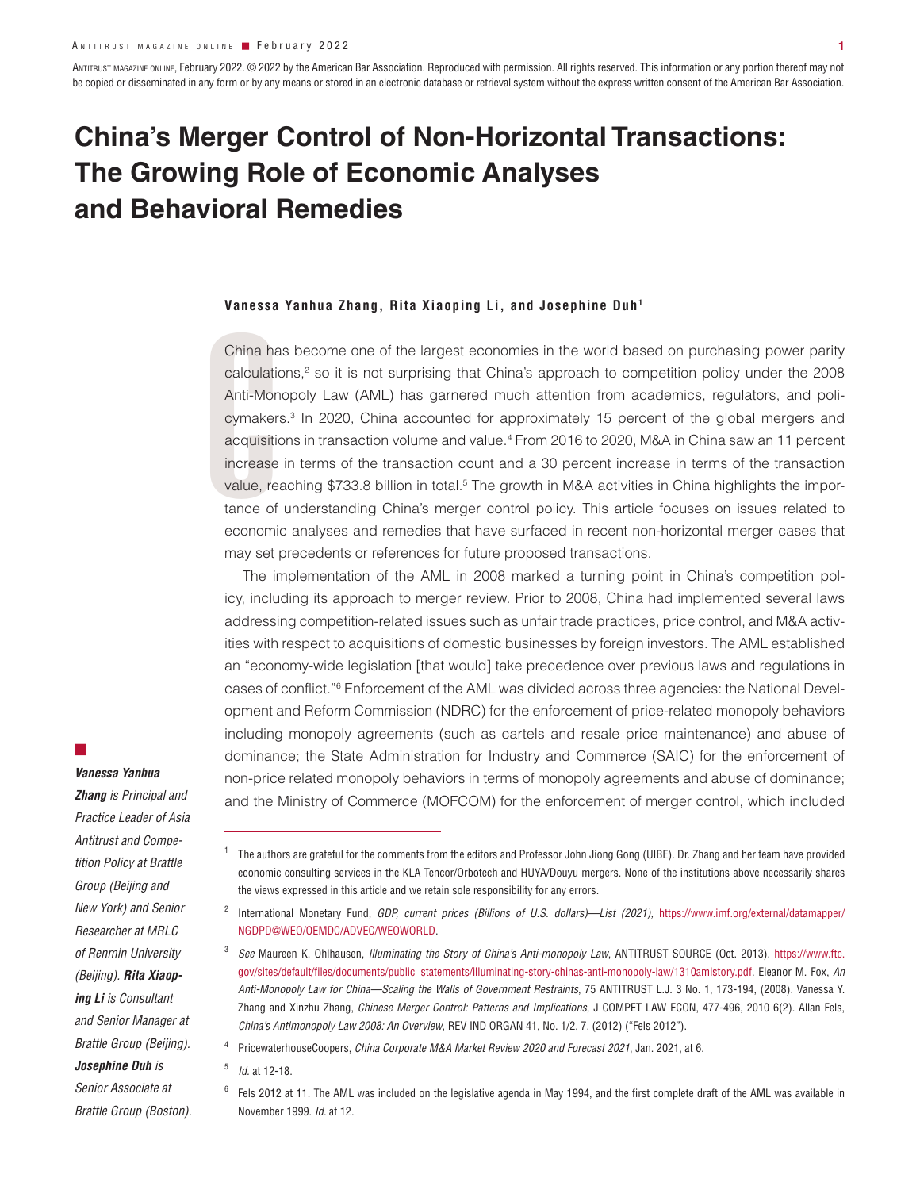ANTITRUST MAGAZINE ONLINE, February 2022. © 2022 by the American Bar Association. Reproduced with permission. All rights reserved. This information or any portion thereof may not be copied or disseminated in any form or by any means or stored in an electronic database or retrieval system without the express written consent of the American Bar Association.

# China's Merger Control of Non-Horizontal Transactions: The Growing Role of Economic Analyses and Behavioral Remedies

**Vanessa Yanhua Zhang, Rita Xiaoping Li, and Josephine Duh**[1]

China has become one of the largest economies in the world based on purchasing power parity calculations,[2] so it is not surprising that China's approach to competition policy under the 2008 Anti-Monopoly Law (AML) has garnered much attention from academics, regulators, and policymakers.[3] In 2020, China accounted for approximately 15 percent of the global mergers and acquisitions in transaction volume and value.[4] From 2016 to 2020, M&A in China saw an 11 percent increase in terms of the transaction count and a 30 percent increase in terms of the transaction value, reaching $733.8 billion in total.[5] The growth in M&A activities in China highlights the importance of understanding China's merger control policy. This article focuses on issues related to economic analyses and remedies that have surfaced in recent non-horizontal merger cases that may set precedents or references for future proposed transactions.

The implementation of the AML in 2008 marked a turning point in China's competition policy, including its approach to merger review. Prior to 2008, China had implemented several laws addressing competition-related issues such as unfair trade practices, price control, and M&A activities with respect to acquisitions of domestic businesses by foreign investors. The AML established an "economy-wide legislation [that would] take precedence over previous laws and regulations in cases of conflict."[6] Enforcement of the AML was divided across three agencies: the National Development and Reform Commission (NDRC) for the enforcement of price-related monopoly behaviors including monopoly agreements (such as cartels and resale price maintenance) and abuse of dominance; the State Administration for Industry and Commerce (SAIC) for the enforcement of non-price related monopoly behaviors in terms of monopoly agreements and abuse of dominance; and the Ministry of Commerce (MOFCOM) for the enforcement of merger control, which included

*Vanessa Yanhua Zhang is Principal and Practice Leader of Asia Antitrust and Competition Policy at Brattle Group (Beijing and New York) and Senior Researcher at MRLC of Renmin University (Beijing).* ***Rita Xiaoping Li*** *is Consultant and Senior Manager at Brattle Group (Beijing).* ***Josephine Duh*** *is Senior Associate at Brattle Group (Boston).*

---

[1] The authors are grateful for the comments from the editors and Professor John Jiong Gong (UIBE). Dr. Zhang and her team have provided economic consulting services in the KLA Tencor/Orbotech and HUYA/Douyu mergers. None of the institutions above necessarily shares the views expressed in this article and we retain sole responsibility for any errors.

[2] International Monetary Fund, *GDP, current prices (Billions of U.S. dollars)—List (2021)*, https://www.imf.org/external/datamapper/NGDPD@WEO/OEMDC/ADVEC/WEOWORLD.

[3] *See* Maureen K. Ohlhausen, *Illuminating the Story of China's Anti-monopoly Law*, ANTITRUST SOURCE (Oct. 2013). https://www.ftc.gov/sites/default/files/documents/public_statements/illuminating-story-chinas-anti-monopoly-law/1310amlstory.pdf. Eleanor M. Fox, *An Anti-Monopoly Law for China—Scaling the Walls of Government Restraints*, 75 ANTITRUST L.J. 3 No. 1, 173-194, (2008). Vanessa Y. Zhang and Xinzhu Zhang, *Chinese Merger Control: Patterns and Implications*, J COMPET LAW ECON, 477-496, 2010 6(2). Allan Fels, *China's Antimonopoly Law 2008: An Overview*, REV IND ORGAN 41, No. 1/2, 7, (2012) ("Fels 2012").

[4] PricewaterhouseCoopers, *China Corporate M&A Market Review 2020 and Forecast 2021*, Jan. 2021, at 6.

[5] *Id.* at 12-18.

[6] Fels 2012 at 11. The AML was included on the legislative agenda in May 1994, and the first complete draft of the AML was available in November 1999. *Id.* at 12.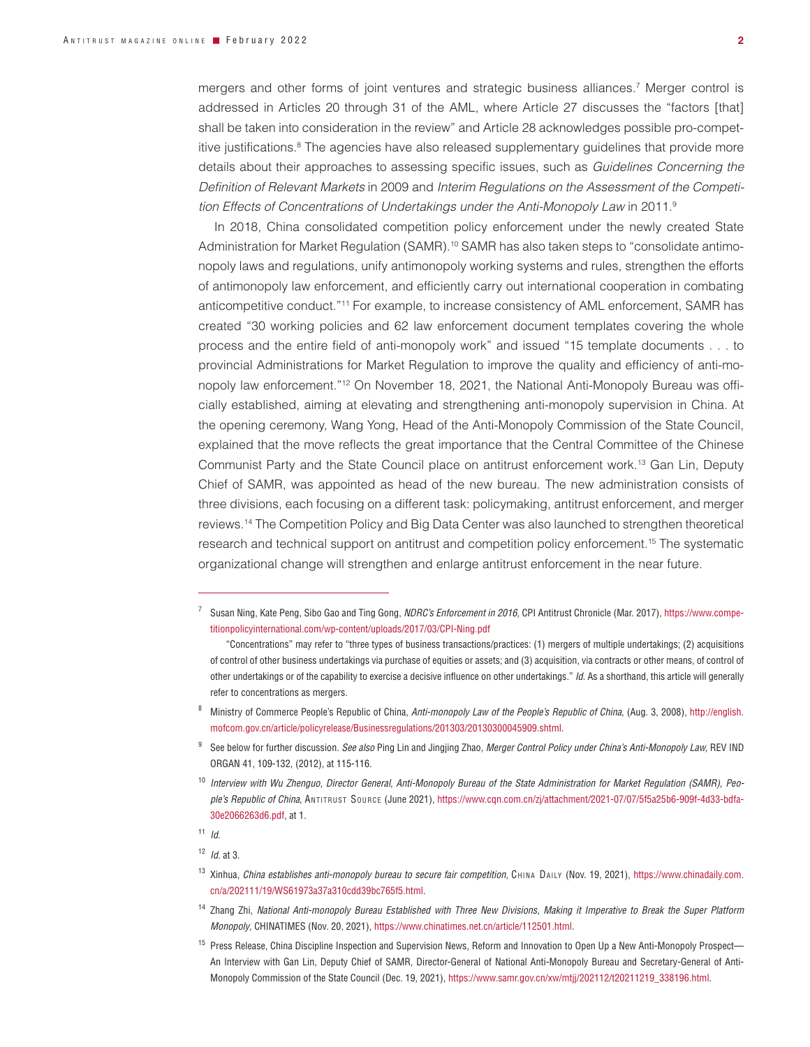mergers and other forms of joint ventures and strategic business alliances.[7] Merger control is addressed in Articles 20 through 31 of the AML, where Article 27 discusses the "factors [that] shall be taken into consideration in the review" and Article 28 acknowledges possible pro-competitive justifications.[8] The agencies have also released supplementary guidelines that provide more details about their approaches to assessing specific issues, such as *Guidelines Concerning the Definition of Relevant Markets* in 2009 and *Interim Regulations on the Assessment of the Competition Effects of Concentrations of Undertakings under the Anti-Monopoly Law* in 2011.[9]

In 2018, China consolidated competition policy enforcement under the newly created State Administration for Market Regulation (SAMR).[10] SAMR has also taken steps to "consolidate antimonopoly laws and regulations, unify antimonopoly working systems and rules, strengthen the efforts of antimonopoly law enforcement, and efficiently carry out international cooperation in combating anticompetitive conduct."[11] For example, to increase consistency of AML enforcement, SAMR has created "30 working policies and 62 law enforcement document templates covering the whole process and the entire field of anti-monopoly work" and issued "15 template documents . . . to provincial Administrations for Market Regulation to improve the quality and efficiency of anti-monopoly law enforcement."[12] On November 18, 2021, the National Anti-Monopoly Bureau was officially established, aiming at elevating and strengthening anti-monopoly supervision in China. At the opening ceremony, Wang Yong, Head of the Anti-Monopoly Commission of the State Council, explained that the move reflects the great importance that the Central Committee of the Chinese Communist Party and the State Council place on antitrust enforcement work.[13] Gan Lin, Deputy Chief of SAMR, was appointed as head of the new bureau. The new administration consists of three divisions, each focusing on a different task: policymaking, antitrust enforcement, and merger reviews.[14] The Competition Policy and Big Data Center was also launched to strengthen theoretical research and technical support on antitrust and competition policy enforcement.[15] The systematic organizational change will strengthen and enlarge antitrust enforcement in the near future.

---

[7] Susan Ning, Kate Peng, Sibo Gao and Ting Gong, *NDRC's Enforcement in 2016*, CPI Antitrust Chronicle (Mar. 2017), https://www.competitionpolicyinternational.com/wp-content/uploads/2017/03/CPI-Ning.pdf

"Concentrations" may refer to "three types of business transactions/practices: (1) mergers of multiple undertakings; (2) acquisitions of control of other business undertakings via purchase of equities or assets; and (3) acquisition, via contracts or other means, of control of other undertakings or of the capability to exercise a decisive influence on other undertakings." *Id*. As a shorthand, this article will generally refer to concentrations as mergers.

[8] Ministry of Commerce People's Republic of China, *Anti-monopoly Law of the People's Republic of China*, (Aug. 3, 2008), http://english.mofcom.gov.cn/article/policyrelease/Businessregulations/201303/20130300045909.shtml.

[9] See below for further discussion. *See also* Ping Lin and Jingjing Zhao, *Merger Control Policy under China's Anti-Monopoly Law*, REV IND ORGAN 41, 109-132, (2012), at 115-116.

[10] *Interview with Wu Zhenguo, Director General, Anti-Monopoly Bureau of the State Administration for Market Regulation (SAMR), People's Republic of China*, Antitrust Source (June 2021), https://www.cqn.com.cn/zj/attachment/2021-07/07/5f5a25b6-909f-4d33-bdfa-30e2066263d6.pdf, at 1.

[11] *Id.*

[12] *Id.* at 3.

[13] Xinhua, *China establishes anti-monopoly bureau to secure fair competition*, China Daily (Nov. 19, 2021), https://www.chinadaily.com.cn/a/202111/19/WS61973a37a310cdd39bc765f5.html.

[14] Zhang Zhi, *National Anti-monopoly Bureau Established with Three New Divisions, Making it Imperative to Break the Super Platform Monopoly*, CHINATIMES (Nov. 20, 2021), https://www.chinatimes.net.cn/article/112501.html.

[15] Press Release, China Discipline Inspection and Supervision News, Reform and Innovation to Open Up a New Anti-Monopoly Prospect—An Interview with Gan Lin, Deputy Chief of SAMR, Director-General of National Anti-Monopoly Bureau and Secretary-General of Anti-Monopoly Commission of the State Council (Dec. 19, 2021), https://www.samr.gov.cn/xw/mtjj/202112/t20211219_338196.html.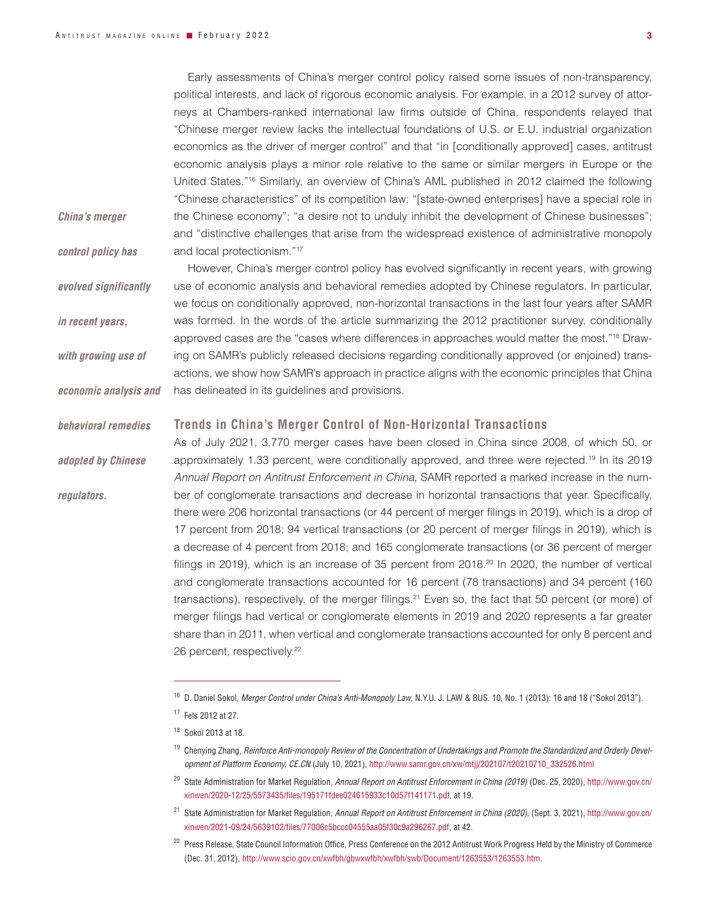Early assessments of China's merger control policy raised some issues of non-transparency, political interests, and lack of rigorous economic analysis. For example, in a 2012 survey of attorneys at Chambers-ranked international law firms outside of China, respondents relayed that "Chinese merger review lacks the intellectual foundations of U.S. or E.U. industrial organization economics as the driver of merger control" and that "in [conditionally approved] cases, antitrust economic analysis plays a minor role relative to the same or similar mergers in Europe or the United States."[16] Similarly, an overview of China's AML published in 2012 claimed the following "Chinese characteristics" of its competition law: "[state-owned enterprises] have a special role in the Chinese economy"; "a desire not to unduly inhibit the development of Chinese businesses"; and "distinctive challenges that arise from the widespread existence of administrative monopoly and local protectionism."[17]

*China's merger control policy has evolved significantly in recent years, with growing use of economic analysis and behavioral remedies adopted by Chinese regulators.*

However, China's merger control policy has evolved significantly in recent years, with growing use of economic analysis and behavioral remedies adopted by Chinese regulators. In particular, we focus on conditionally approved, non-horizontal transactions in the last four years after SAMR was formed. In the words of the article summarizing the 2012 practitioner survey, conditionally approved cases are the "cases where differences in approaches would matter the most."[18] Drawing on SAMR's publicly released decisions regarding conditionally approved (or enjoined) transactions, we show how SAMR's approach in practice aligns with the economic principles that China has delineated in its guidelines and provisions.

## Trends in China's Merger Control of Non-Horizontal Transactions

As of July 2021, 3,770 merger cases have been closed in China since 2008, of which 50, or approximately 1.33 percent, were conditionally approved, and three were rejected.[19] In its 2019 *Annual Report on Antitrust Enforcement in China*, SAMR reported a marked increase in the number of conglomerate transactions and decrease in horizontal transactions that year. Specifically, there were 206 horizontal transactions (or 44 percent of merger filings in 2019), which is a drop of 17 percent from 2018; 94 vertical transactions (or 20 percent of merger filings in 2019), which is a decrease of 4 percent from 2018; and 165 conglomerate transactions (or 36 percent of merger filings in 2019), which is an increase of 35 percent from 2018.[20] In 2020, the number of vertical and conglomerate transactions accounted for 16 percent (78 transactions) and 34 percent (160 transactions), respectively, of the merger filings.[21] Even so, the fact that 50 percent (or more) of merger filings had vertical or conglomerate elements in 2019 and 2020 represents a far greater share than in 2011, when vertical and conglomerate transactions accounted for only 8 percent and 26 percent, respectively.[22]

---

[16] D. Daniel Sokol, *Merger Control under China's Anti-Monopoly Law*, N.Y.U. J. LAW & BUS. 10, No. 1 (2013): 16 and 18 ("Sokol 2013").

[17] Fels 2012 at 27.

[18] Sokol 2013 at 18.

[19] Chenying Zhang, *Reinforce Anti-monopoly Review of the Concentration of Undertakings and Promote the Standardized and Orderly Development of Platform Economy, CE.CN* (July 10, 2021), http://www.samr.gov.cn/xw/mtjj/202107/t20210710_332526.html

[20] State Administration for Market Regulation, *Annual Report on Antitrust Enforcement in China (2019)* (Dec. 25, 2020), http://www.gov.cn/xinwen/2020-12/25/5573435/files/195171fdee024615933c10d57f141171.pdf, at 19.

[21] State Administration for Market Regulation, *Annual Report on Antitrust Enforcement in China (2020)*, (Sept. 3, 2021), http://www.gov.cn/xinwen/2021-09/24/5639102/files/77006c5bccc04555aa05f30c9a296267.pdf, at 42.

[22] Press Release, State Council Information Office, Press Conference on the 2012 Antitrust Work Progress Held by the Ministry of Commerce (Dec. 31, 2012), http://www.scio.gov.cn/xwfbh/gbwxwfbh/xwfbh/swb/Document/1263553/1263553.htm.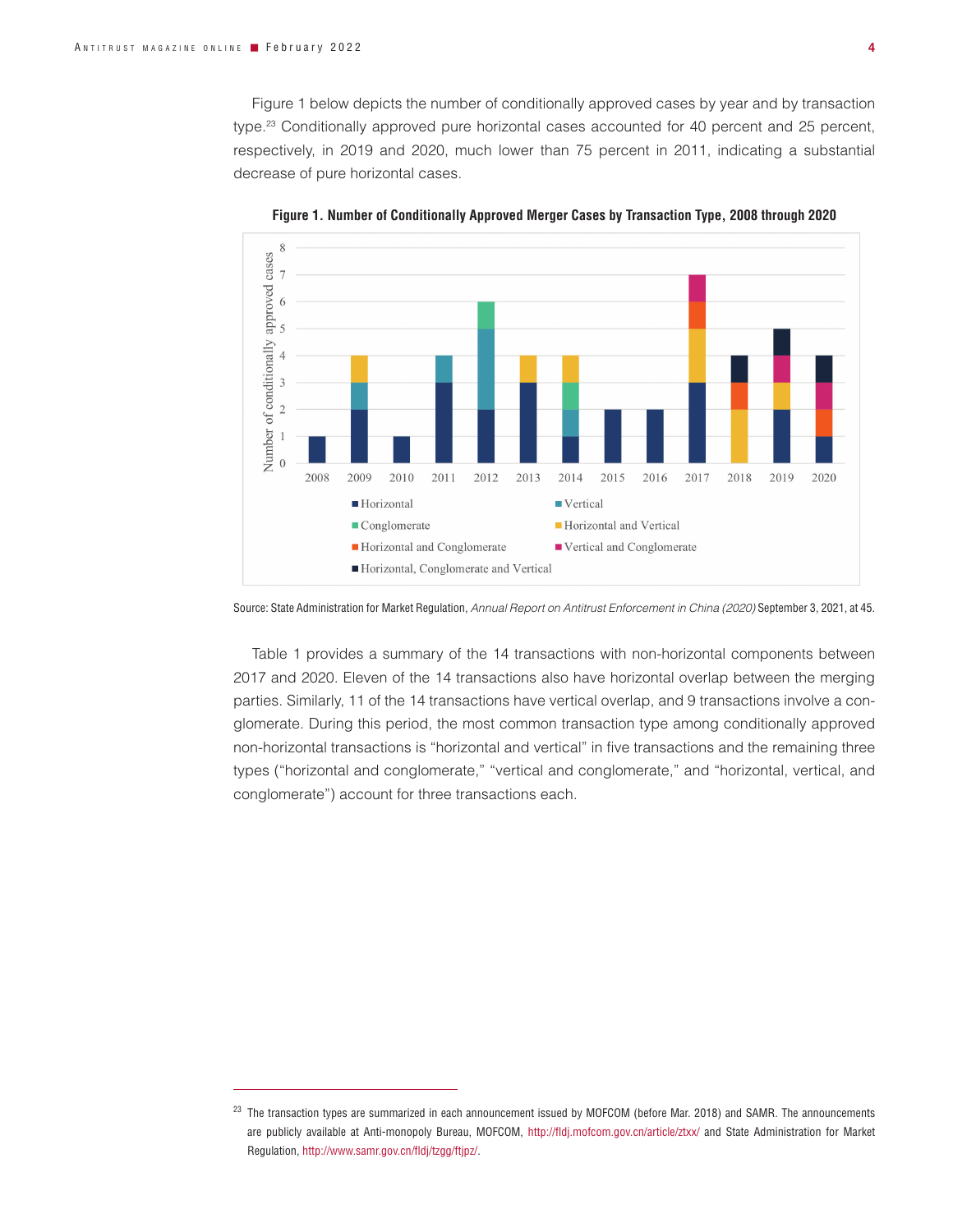Figure 1 below depicts the number of conditionally approved cases by year and by transaction type.[23] Conditionally approved pure horizontal cases accounted for 40 percent and 25 percent, respectively, in 2019 and 2020, much lower than 75 percent in 2011, indicating a substantial decrease of pure horizontal cases.

**Figure 1. Number of Conditionally Approved Merger Cases by Transaction Type, 2008 through 2020**

Source: State Administration for Market Regulation, *Annual Report on Antitrust Enforcement in China (2020)* September 3, 2021, at 45.

Table 1 provides a summary of the 14 transactions with non-horizontal components between 2017 and 2020. Eleven of the 14 transactions also have horizontal overlap between the merging parties. Similarly, 11 of the 14 transactions have vertical overlap, and 9 transactions involve a conglomerate. During this period, the most common transaction type among conditionally approved non-horizontal transactions is "horizontal and vertical" in five transactions and the remaining three types ("horizontal and conglomerate," "vertical and conglomerate," and "horizontal, vertical, and conglomerate") account for three transactions each.

[23] The transaction types are summarized in each announcement issued by MOFCOM (before Mar. 2018) and SAMR. The announcements are publicly available at Anti-monopoly Bureau, MOFCOM, http://fldj.mofcom.gov.cn/article/ztxx/ and State Administration for Market Regulation, http://www.samr.gov.cn/fldj/tzgg/ftjpz/.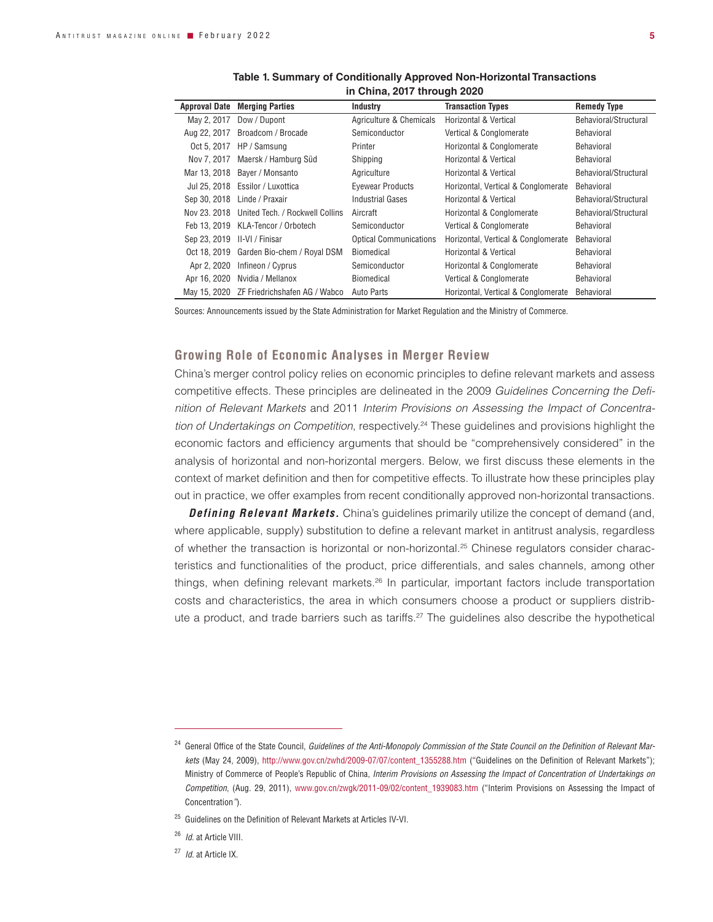**Table 1. Summary of Conditionally Approved Non-Horizontal Transactions in China, 2017 through 2020**

| Approval Date | Merging Parties | Industry | Transaction Types | Remedy Type |
|---|---|---|---|---|
| May 2, 2017 | Dow / Dupont | Agriculture & Chemicals | Horizontal & Vertical | Behavioral/Structural |
| Aug 22, 2017 | Broadcom / Brocade | Semiconductor | Vertical & Conglomerate | Behavioral |
| Oct 5, 2017 | HP / Samsung | Printer | Horizontal & Conglomerate | Behavioral |
| Nov 7, 2017 | Maersk / Hamburg Süd | Shipping | Horizontal & Vertical | Behavioral |
| Mar 13, 2018 | Bayer / Monsanto | Agriculture | Horizontal & Vertical | Behavioral/Structural |
| Jul 25, 2018 | Essilor / Luxottica | Eyewear Products | Horizontal, Vertical & Conglomerate | Behavioral |
| Sep 30, 2018 | Linde / Praxair | Industrial Gases | Horizontal & Vertical | Behavioral/Structural |
| Nov 23. 2018 | United Tech. / Rockwell Collins | Aircraft | Horizontal & Conglomerate | Behavioral/Structural |
| Feb 13, 2019 | KLA-Tencor / Orbotech | Semiconductor | Vertical & Conglomerate | Behavioral |
| Sep 23, 2019 | II-VI / Finisar | Optical Communications | Horizontal, Vertical & Conglomerate | Behavioral |
| Oct 18, 2019 | Garden Bio-chem / Royal DSM | Biomedical | Horizontal & Vertical | Behavioral |
| Apr 2, 2020 | Infineon / Cyprus | Semiconductor | Horizontal & Conglomerate | Behavioral |
| Apr 16, 2020 | Nvidia / Mellanox | Biomedical | Vertical & Conglomerate | Behavioral |
| May 15, 2020 | ZF Friedrichshafen AG / Wabco | Auto Parts | Horizontal, Vertical & Conglomerate | Behavioral |

Sources: Announcements issued by the State Administration for Market Regulation and the Ministry of Commerce.

## Growing Role of Economic Analyses in Merger Review

China's merger control policy relies on economic principles to define relevant markets and assess competitive effects. These principles are delineated in the 2009 *Guidelines Concerning the Definition of Relevant Markets* and 2011 *Interim Provisions on Assessing the Impact of Concentration of Undertakings on Competition*, respectively.[24] These guidelines and provisions highlight the economic factors and efficiency arguments that should be "comprehensively considered" in the analysis of horizontal and non-horizontal mergers. Below, we first discuss these elements in the context of market definition and then for competitive effects. To illustrate how these principles play out in practice, we offer examples from recent conditionally approved non-horizontal transactions.

***Defining Relevant Markets.*** China's guidelines primarily utilize the concept of demand (and, where applicable, supply) substitution to define a relevant market in antitrust analysis, regardless of whether the transaction is horizontal or non-horizontal.[25] Chinese regulators consider characteristics and functionalities of the product, price differentials, and sales channels, among other things, when defining relevant markets.[26] In particular, important factors include transportation costs and characteristics, the area in which consumers choose a product or suppliers distribute a product, and trade barriers such as tariffs.[27] The guidelines also describe the hypothetical

---

[24] General Office of the State Council, *Guidelines of the Anti-Monopoly Commission of the State Council on the Definition of Relevant Markets* (May 24, 2009), http://www.gov.cn/zwhd/2009-07/07/content_1355288.htm ("Guidelines on the Definition of Relevant Markets"); Ministry of Commerce of People's Republic of China, *Interim Provisions on Assessing the Impact of Concentration of Undertakings on Competition*, (Aug. 29, 2011), www.gov.cn/zwgk/2011-09/02/content_1939083.htm ("Interim Provisions on Assessing the Impact of Concentration").

[25] Guidelines on the Definition of Relevant Markets at Articles IV-VI.

[26] *Id.* at Article VIII.

[27] *Id.* at Article IX.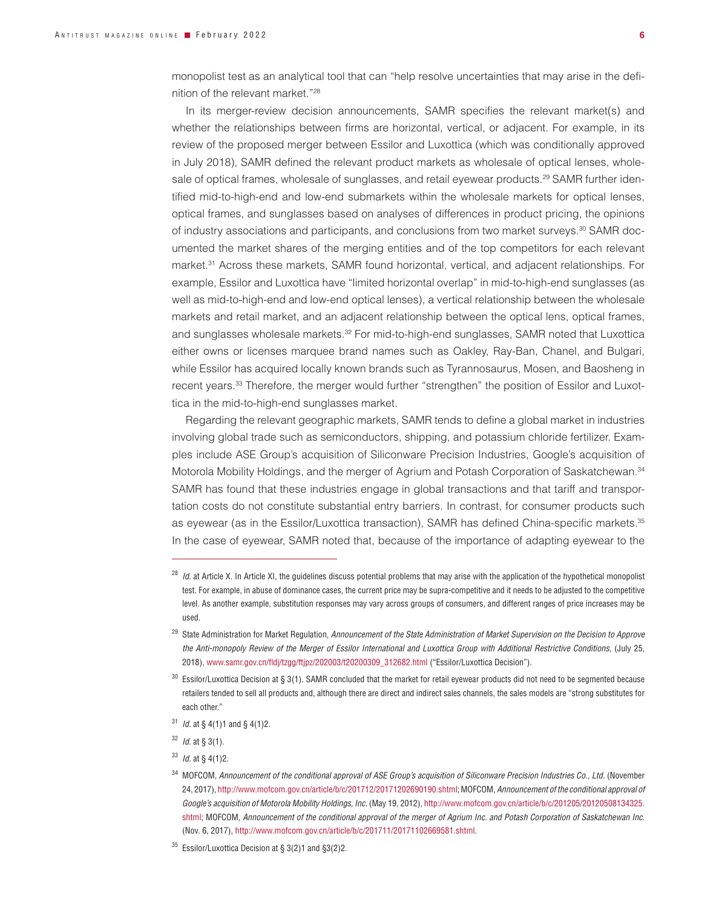monopolist test as an analytical tool that can "help resolve uncertainties that may arise in the definition of the relevant market."[28]

In its merger-review decision announcements, SAMR specifies the relevant market(s) and whether the relationships between firms are horizontal, vertical, or adjacent. For example, in its review of the proposed merger between Essilor and Luxottica (which was conditionally approved in July 2018), SAMR defined the relevant product markets as wholesale of optical lenses, wholesale of optical frames, wholesale of sunglasses, and retail eyewear products.[29] SAMR further identified mid-to-high-end and low-end submarkets within the wholesale markets for optical lenses, optical frames, and sunglasses based on analyses of differences in product pricing, the opinions of industry associations and participants, and conclusions from two market surveys.[30] SAMR documented the market shares of the merging entities and of the top competitors for each relevant market.[31] Across these markets, SAMR found horizontal, vertical, and adjacent relationships. For example, Essilor and Luxottica have "limited horizontal overlap" in mid-to-high-end sunglasses (as well as mid-to-high-end and low-end optical lenses), a vertical relationship between the wholesale markets and retail market, and an adjacent relationship between the optical lens, optical frames, and sunglasses wholesale markets.[32] For mid-to-high-end sunglasses, SAMR noted that Luxottica either owns or licenses marquee brand names such as Oakley, Ray-Ban, Chanel, and Bulgari, while Essilor has acquired locally known brands such as Tyrannosaurus, Mosen, and Baosheng in recent years.[33] Therefore, the merger would further "strengthen" the position of Essilor and Luxottica in the mid-to-high-end sunglasses market.

Regarding the relevant geographic markets, SAMR tends to define a global market in industries involving global trade such as semiconductors, shipping, and potassium chloride fertilizer. Examples include ASE Group's acquisition of Siliconware Precision Industries, Google's acquisition of Motorola Mobility Holdings, and the merger of Agrium and Potash Corporation of Saskatchewan.[34] SAMR has found that these industries engage in global transactions and that tariff and transportation costs do not constitute substantial entry barriers. In contrast, for consumer products such as eyewear (as in the Essilor/Luxottica transaction), SAMR has defined China-specific markets.[35] In the case of eyewear, SAMR noted that, because of the importance of adapting eyewear to the

---

[28] *Id.* at Article X. In Article XI, the guidelines discuss potential problems that may arise with the application of the hypothetical monopolist test. For example, in abuse of dominance cases, the current price may be supra-competitive and it needs to be adjusted to the competitive level. As another example, substitution responses may vary across groups of consumers, and different ranges of price increases may be used.

[29] State Administration for Market Regulation, *Announcement of the State Administration of Market Supervision on the Decision to Approve the Anti-monopoly Review of the Merger of Essilor International and Luxottica Group with Additional Restrictive Conditions*, (July 25, 2018), www.samr.gov.cn/fldj/tzgg/ftjpz/202003/t20200309_312682.html ("Essilor/Luxottica Decision").

[30] Essilor/Luxottica Decision at § 3(1). SAMR concluded that the market for retail eyewear products did not need to be segmented because retailers tended to sell all products and, although there are direct and indirect sales channels, the sales models are "strong substitutes for each other."

[31] *Id.* at § 4(1)1 and § 4(1)2.

[32] *Id.* at § 3(1).

[33] *Id.* at § 4(1)2.

[34] MOFCOM, *Announcement of the conditional approval of ASE Group's acquisition of Siliconware Precision Industries Co., Ltd.* (November 24, 2017), http://www.mofcom.gov.cn/article/b/c/201712/20171202690190.shtml; MOFCOM, *Announcement of the conditional approval of Google's acquisition of Motorola Mobility Holdings, Inc.* (May 19, 2012), http://www.mofcom.gov.cn/article/b/c/201205/20120508134325.shtml; MOFCOM, *Announcement of the conditional approval of the merger of Agrium Inc. and Potash Corporation of Saskatchewan Inc.* (Nov. 6, 2017), http://www.mofcom.gov.cn/article/b/c/201711/20171102669581.shtml.

[35] Essilor/Luxottica Decision at § 3(2)1 and §3(2)2.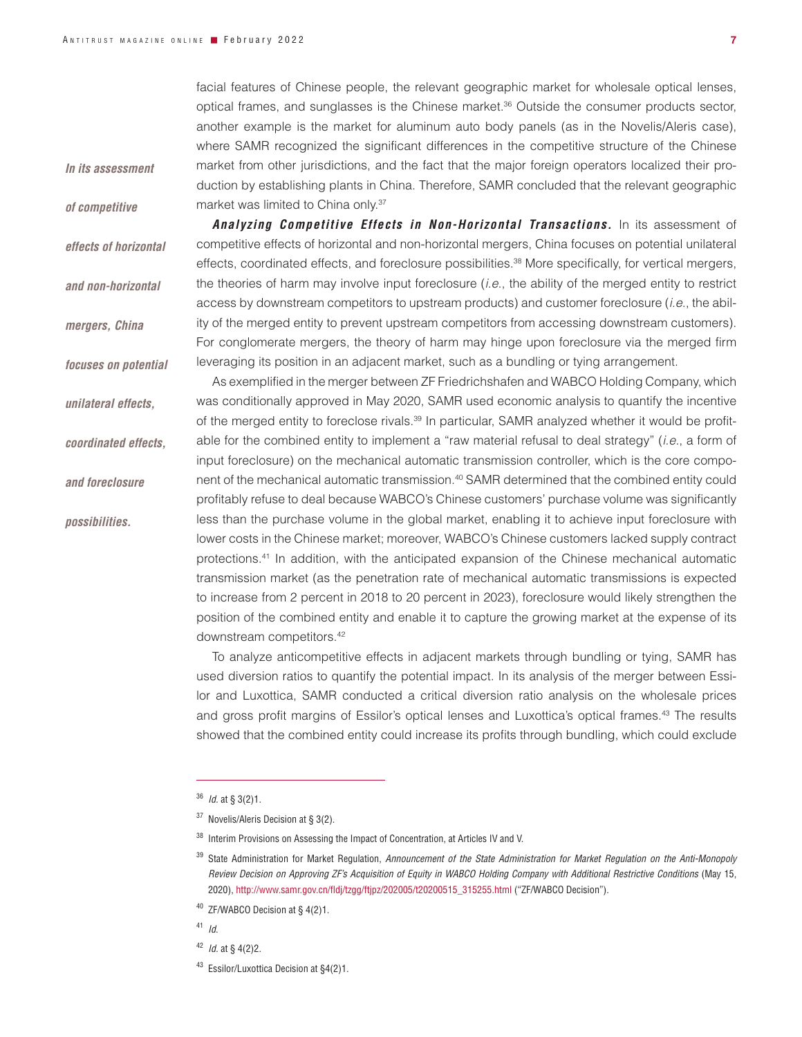facial features of Chinese people, the relevant geographic market for wholesale optical lenses, optical frames, and sunglasses is the Chinese market.[36] Outside the consumer products sector, another example is the market for aluminum auto body panels (as in the Novelis/Aleris case), where SAMR recognized the significant differences in the competitive structure of the Chinese market from other jurisdictions, and the fact that the major foreign operators localized their production by establishing plants in China. Therefore, SAMR concluded that the relevant geographic market was limited to China only.[37]

*In its assessment of competitive effects of horizontal and non-horizontal mergers, China focuses on potential unilateral effects, coordinated effects, and foreclosure possibilities.*

***Analyzing Competitive Effects in Non-Horizontal Transactions.*** In its assessment of competitive effects of horizontal and non-horizontal mergers, China focuses on potential unilateral effects, coordinated effects, and foreclosure possibilities.[38] More specifically, for vertical mergers, the theories of harm may involve input foreclosure (*i.e.*, the ability of the merged entity to restrict access by downstream competitors to upstream products) and customer foreclosure (*i.e.*, the ability of the merged entity to prevent upstream competitors from accessing downstream customers). For conglomerate mergers, the theory of harm may hinge upon foreclosure via the merged firm leveraging its position in an adjacent market, such as a bundling or tying arrangement.

As exemplified in the merger between ZF Friedrichshafen and WABCO Holding Company, which was conditionally approved in May 2020, SAMR used economic analysis to quantify the incentive of the merged entity to foreclose rivals.[39] In particular, SAMR analyzed whether it would be profitable for the combined entity to implement a "raw material refusal to deal strategy" (*i.e.*, a form of input foreclosure) on the mechanical automatic transmission controller, which is the core component of the mechanical automatic transmission.[40] SAMR determined that the combined entity could profitably refuse to deal because WABCO's Chinese customers' purchase volume was significantly less than the purchase volume in the global market, enabling it to achieve input foreclosure with lower costs in the Chinese market; moreover, WABCO's Chinese customers lacked supply contract protections.[41] In addition, with the anticipated expansion of the Chinese mechanical automatic transmission market (as the penetration rate of mechanical automatic transmissions is expected to increase from 2 percent in 2018 to 20 percent in 2023), foreclosure would likely strengthen the position of the combined entity and enable it to capture the growing market at the expense of its downstream competitors.[42]

To analyze anticompetitive effects in adjacent markets through bundling or tying, SAMR has used diversion ratios to quantify the potential impact. In its analysis of the merger between Essilor and Luxottica, SAMR conducted a critical diversion ratio analysis on the wholesale prices and gross profit margins of Essilor's optical lenses and Luxottica's optical frames.[43] The results showed that the combined entity could increase its profits through bundling, which could exclude

---

[36] *Id.* at § 3(2)1.

[37] Novelis/Aleris Decision at § 3(2).

[38] Interim Provisions on Assessing the Impact of Concentration, at Articles IV and V.

[39] State Administration for Market Regulation, *Announcement of the State Administration for Market Regulation on the Anti-Monopoly Review Decision on Approving ZF's Acquisition of Equity in WABCO Holding Company with Additional Restrictive Conditions* (May 15, 2020), http://www.samr.gov.cn/fldj/tzgg/ftjpz/202005/t20200515_315255.html ("ZF/WABCO Decision").

[40] ZF/WABCO Decision at § 4(2)1.

[41] *Id.*

[42] *Id.* at § 4(2)2.

[43] Essilor/Luxottica Decision at §4(2)1.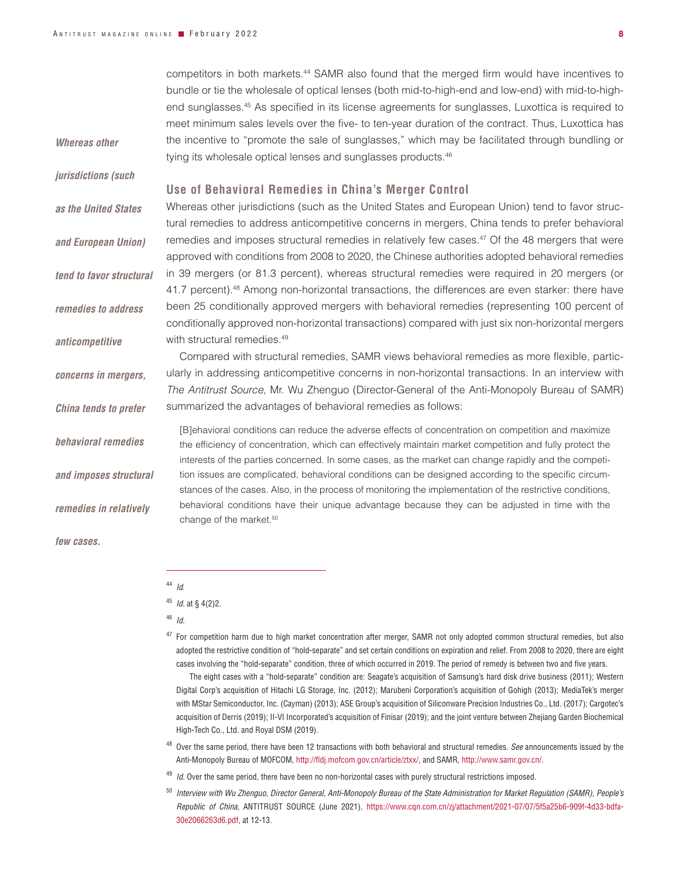competitors in both markets.[44] SAMR also found that the merged firm would have incentives to bundle or tie the wholesale of optical lenses (both mid-to-high-end and low-end) with mid-to-high-end sunglasses.[45] As specified in its license agreements for sunglasses, Luxottica is required to meet minimum sales levels over the five- to ten-year duration of the contract. Thus, Luxottica has the incentive to "promote the sale of sunglasses," which may be facilitated through bundling or tying its wholesale optical lenses and sunglasses products.[46]

*Whereas other jurisdictions (such as the United States and European Union) tend to favor structural remedies to address anticompetitive concerns in mergers, China tends to prefer behavioral remedies and imposes structural remedies in relatively few cases.*

## Use of Behavioral Remedies in China's Merger Control

Whereas other jurisdictions (such as the United States and European Union) tend to favor structural remedies to address anticompetitive concerns in mergers, China tends to prefer behavioral remedies and imposes structural remedies in relatively few cases.[47] Of the 48 mergers that were approved with conditions from 2008 to 2020, the Chinese authorities adopted behavioral remedies in 39 mergers (or 81.3 percent), whereas structural remedies were required in 20 mergers (or 41.7 percent).[48] Among non-horizontal transactions, the differences are even starker: there have been 25 conditionally approved mergers with behavioral remedies (representing 100 percent of conditionally approved non-horizontal transactions) compared with just six non-horizontal mergers with structural remedies.[49]

Compared with structural remedies, SAMR views behavioral remedies as more flexible, particularly in addressing anticompetitive concerns in non-horizontal transactions. In an interview with *The Antitrust Source*, Mr. Wu Zhenguo (Director-General of the Anti-Monopoly Bureau of SAMR) summarized the advantages of behavioral remedies as follows:

> [B]ehavioral conditions can reduce the adverse effects of concentration on competition and maximize the efficiency of concentration, which can effectively maintain market competition and fully protect the interests of the parties concerned. In some cases, as the market can change rapidly and the competition issues are complicated, behavioral conditions can be designed according to the specific circumstances of the cases. Also, in the process of monitoring the implementation of the restrictive conditions, behavioral conditions have their unique advantage because they can be adjusted in time with the change of the market.[50]

---

[44] *Id.*

[45] *Id.* at § 4(2)2.

[46] *Id.*

[47] For competition harm due to high market concentration after merger, SAMR not only adopted common structural remedies, but also adopted the restrictive condition of "hold-separate" and set certain conditions on expiration and relief. From 2008 to 2020, there are eight cases involving the "hold-separate" condition, three of which occurred in 2019. The period of remedy is between two and five years.

The eight cases with a "hold-separate" condition are: Seagate's acquisition of Samsung's hard disk drive business (2011); Western Digital Corp's acquisition of Hitachi LG Storage, Inc. (2012); Marubeni Corporation's acquisition of Gohigh (2013); MediaTek's merger with MStar Semiconductor, Inc. (Cayman) (2013); ASE Group's acquisition of Siliconware Precision Industries Co., Ltd. (2017); Cargotec's acquisition of Derris (2019); II-VI Incorporated's acquisition of Finisar (2019); and the joint venture between Zhejiang Garden Biochemical High-Tech Co., Ltd. and Royal DSM (2019).

[48] Over the same period, there have been 12 transactions with both behavioral and structural remedies. *See* announcements issued by the Anti-Monopoly Bureau of MOFCOM, http://fldj.mofcom.gov.cn/article/ztxx/, and SAMR, http://www.samr.gov.cn/.

[49] *Id.* Over the same period, there have been no non-horizontal cases with purely structural restrictions imposed.

[50] *Interview with Wu Zhenguo, Director General, Anti-Monopoly Bureau of the State Administration for Market Regulation (SAMR), People's Republic of China*, ANTITRUST SOURCE (June 2021), https://www.cqn.com.cn/zj/attachment/2021-07/07/5f5a25b6-909f-4d33-bdfa-30e2066263d6.pdf, at 12-13.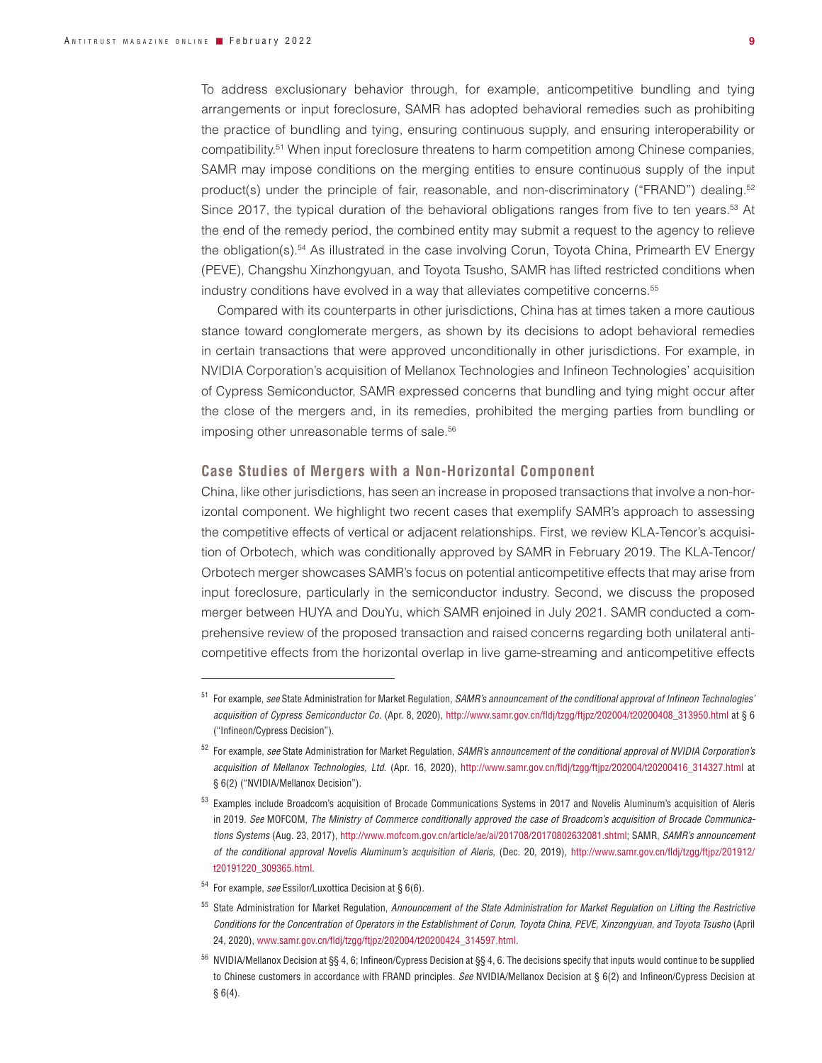To address exclusionary behavior through, for example, anticompetitive bundling and tying arrangements or input foreclosure, SAMR has adopted behavioral remedies such as prohibiting the practice of bundling and tying, ensuring continuous supply, and ensuring interoperability or compatibility.[51] When input foreclosure threatens to harm competition among Chinese companies, SAMR may impose conditions on the merging entities to ensure continuous supply of the input product(s) under the principle of fair, reasonable, and non-discriminatory ("FRAND") dealing.[52] Since 2017, the typical duration of the behavioral obligations ranges from five to ten years.[53] At the end of the remedy period, the combined entity may submit a request to the agency to relieve the obligation(s).[54] As illustrated in the case involving Corun, Toyota China, Primearth EV Energy (PEVE), Changshu Xinzhongyuan, and Toyota Tsusho, SAMR has lifted restricted conditions when industry conditions have evolved in a way that alleviates competitive concerns.[55]

Compared with its counterparts in other jurisdictions, China has at times taken a more cautious stance toward conglomerate mergers, as shown by its decisions to adopt behavioral remedies in certain transactions that were approved unconditionally in other jurisdictions. For example, in NVIDIA Corporation's acquisition of Mellanox Technologies and Infineon Technologies' acquisition of Cypress Semiconductor, SAMR expressed concerns that bundling and tying might occur after the close of the mergers and, in its remedies, prohibited the merging parties from bundling or imposing other unreasonable terms of sale.[56]

### Case Studies of Mergers with a Non-Horizontal Component

China, like other jurisdictions, has seen an increase in proposed transactions that involve a non-horizontal component. We highlight two recent cases that exemplify SAMR's approach to assessing the competitive effects of vertical or adjacent relationships. First, we review KLA-Tencor's acquisition of Orbotech, which was conditionally approved by SAMR in February 2019. The KLA-Tencor/Orbotech merger showcases SAMR's focus on potential anticompetitive effects that may arise from input foreclosure, particularly in the semiconductor industry. Second, we discuss the proposed merger between HUYA and DouYu, which SAMR enjoined in July 2021. SAMR conducted a comprehensive review of the proposed transaction and raised concerns regarding both unilateral anticompetitive effects from the horizontal overlap in live game-streaming and anticompetitive effects

---

[51] For example, *see* State Administration for Market Regulation, *SAMR's announcement of the conditional approval of Infineon Technologies' acquisition of Cypress Semiconductor Co.* (Apr. 8, 2020), http://www.samr.gov.cn/fldj/tzgg/ftjpz/202004/t20200408_313950.html at § 6 ("Infineon/Cypress Decision").

[52] For example, *see* State Administration for Market Regulation, *SAMR's announcement of the conditional approval of NVIDIA Corporation's acquisition of Mellanox Technologies, Ltd.* (Apr. 16, 2020), http://www.samr.gov.cn/fldj/tzgg/ftjpz/202004/t20200416_314327.html at § 6(2) ("NVIDIA/Mellanox Decision").

[53] Examples include Broadcom's acquisition of Brocade Communications Systems in 2017 and Novelis Aluminum's acquisition of Aleris in 2019. *See* MOFCOM, *The Ministry of Commerce conditionally approved the case of Broadcom's acquisition of Brocade Communications Systems* (Aug. 23, 2017), http://www.mofcom.gov.cn/article/ae/ai/201708/20170802632081.shtml; SAMR, *SAMR's announcement of the conditional approval Novelis Aluminum's acquisition of Aleris*, (Dec. 20, 2019), http://www.samr.gov.cn/fldj/tzgg/ftjpz/201912/t20191220_309365.html.

[54] For example, *see* Essilor/Luxottica Decision at § 6(6).

[55] State Administration for Market Regulation, *Announcement of the State Administration for Market Regulation on Lifting the Restrictive Conditions for the Concentration of Operators in the Establishment of Corun, Toyota China, PEVE, Xinzongyuan, and Toyota Tsusho* (April 24, 2020), www.samr.gov.cn/fldj/tzgg/ftjpz/202004/t20200424_314597.html.

[56] NVIDIA/Mellanox Decision at §§ 4, 6; Infineon/Cypress Decision at §§ 4, 6. The decisions specify that inputs would continue to be supplied to Chinese customers in accordance with FRAND principles. *See* NVIDIA/Mellanox Decision at § 6(2) and Infineon/Cypress Decision at § 6(4).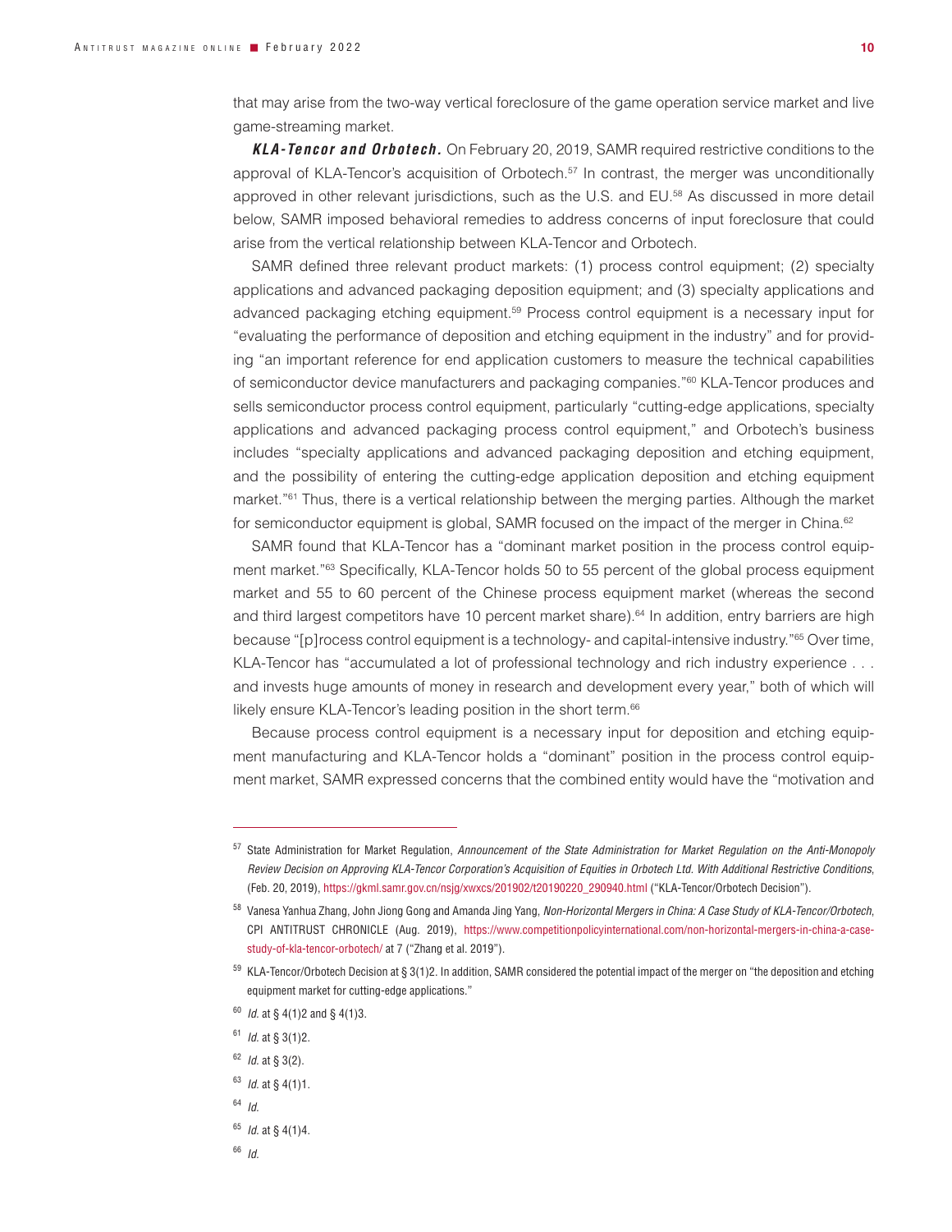that may arise from the two-way vertical foreclosure of the game operation service market and live game-streaming market.

***KLA-Tencor and Orbotech.*** On February 20, 2019, SAMR required restrictive conditions to the approval of KLA-Tencor's acquisition of Orbotech.[57] In contrast, the merger was unconditionally approved in other relevant jurisdictions, such as the U.S. and EU.[58] As discussed in more detail below, SAMR imposed behavioral remedies to address concerns of input foreclosure that could arise from the vertical relationship between KLA-Tencor and Orbotech.

SAMR defined three relevant product markets: (1) process control equipment; (2) specialty applications and advanced packaging deposition equipment; and (3) specialty applications and advanced packaging etching equipment.[59] Process control equipment is a necessary input for "evaluating the performance of deposition and etching equipment in the industry" and for providing "an important reference for end application customers to measure the technical capabilities of semiconductor device manufacturers and packaging companies."[60] KLA-Tencor produces and sells semiconductor process control equipment, particularly "cutting-edge applications, specialty applications and advanced packaging process control equipment," and Orbotech's business includes "specialty applications and advanced packaging deposition and etching equipment, and the possibility of entering the cutting-edge application deposition and etching equipment market."[61] Thus, there is a vertical relationship between the merging parties. Although the market for semiconductor equipment is global, SAMR focused on the impact of the merger in China.[62]

SAMR found that KLA-Tencor has a "dominant market position in the process control equipment market."[63] Specifically, KLA-Tencor holds 50 to 55 percent of the global process equipment market and 55 to 60 percent of the Chinese process equipment market (whereas the second and third largest competitors have 10 percent market share).[64] In addition, entry barriers are high because "[p]rocess control equipment is a technology- and capital-intensive industry."[65] Over time, KLA-Tencor has "accumulated a lot of professional technology and rich industry experience . . . and invests huge amounts of money in research and development every year," both of which will likely ensure KLA-Tencor's leading position in the short term.[66]

Because process control equipment is a necessary input for deposition and etching equipment manufacturing and KLA-Tencor holds a "dominant" position in the process control equipment market, SAMR expressed concerns that the combined entity would have the "motivation and

---

[57] State Administration for Market Regulation, *Announcement of the State Administration for Market Regulation on the Anti-Monopoly Review Decision on Approving KLA-Tencor Corporation's Acquisition of Equities in Orbotech Ltd. With Additional Restrictive Conditions*, (Feb. 20, 2019), https://gkml.samr.gov.cn/nsjg/xwxcs/201902/t20190220_290940.html ("KLA-Tencor/Orbotech Decision").

[58] Vanesa Yanhua Zhang, John Jiong Gong and Amanda Jing Yang, *Non-Horizontal Mergers in China: A Case Study of KLA-Tencor/Orbotech*, CPI ANTITRUST CHRONICLE (Aug. 2019), https://www.competitionpolicyinternational.com/non-horizontal-mergers-in-china-a-case-study-of-kla-tencor-orbotech/ at 7 ("Zhang et al. 2019").

[59] KLA-Tencor/Orbotech Decision at § 3(1)2. In addition, SAMR considered the potential impact of the merger on "the deposition and etching equipment market for cutting-edge applications."

[60] *Id.* at § 4(1)2 and § 4(1)3.

[61] *Id.* at § 3(1)2.

[62] *Id.* at § 3(2).

[63] *Id.* at § 4(1)1.

[64] *Id.*

[65] *Id.* at § 4(1)4.

[66] *Id.*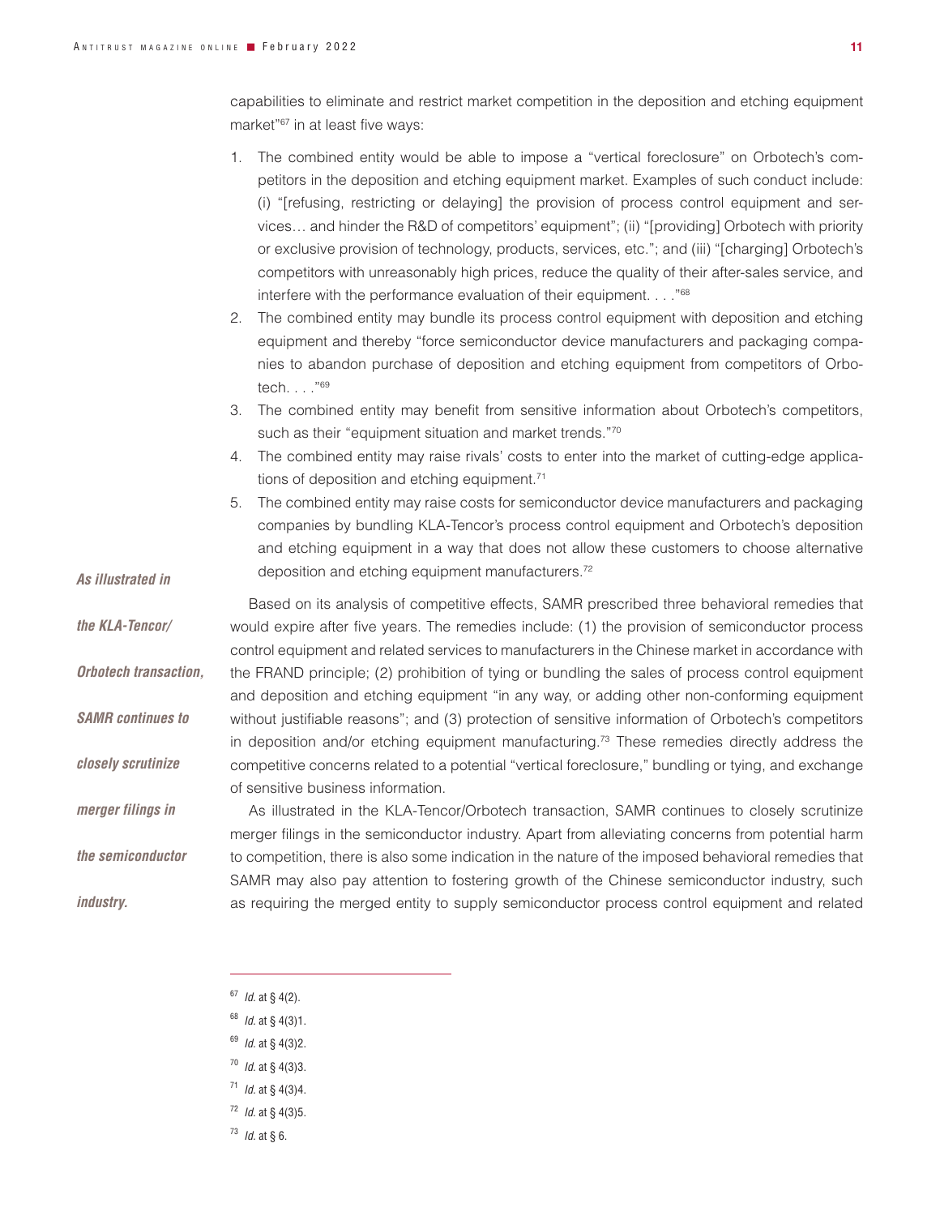capabilities to eliminate and restrict market competition in the deposition and etching equipment market"[67] in at least five ways:

1. The combined entity would be able to impose a "vertical foreclosure" on Orbotech's competitors in the deposition and etching equipment market. Examples of such conduct include: (i) "[refusing, restricting or delaying] the provision of process control equipment and services… and hinder the R&D of competitors' equipment"; (ii) "[providing] Orbotech with priority or exclusive provision of technology, products, services, etc."; and (iii) "[charging] Orbotech's competitors with unreasonably high prices, reduce the quality of their after-sales service, and interfere with the performance evaluation of their equipment. . . ."[68]
2. The combined entity may bundle its process control equipment with deposition and etching equipment and thereby "force semiconductor device manufacturers and packaging companies to abandon purchase of deposition and etching equipment from competitors of Orbotech. . . ."[69]
3. The combined entity may benefit from sensitive information about Orbotech's competitors, such as their "equipment situation and market trends."[70]
4. The combined entity may raise rivals' costs to enter into the market of cutting-edge applications of deposition and etching equipment.[71]
5. The combined entity may raise costs for semiconductor device manufacturers and packaging companies by bundling KLA-Tencor's process control equipment and Orbotech's deposition and etching equipment in a way that does not allow these customers to choose alternative deposition and etching equipment manufacturers.[72]

Based on its analysis of competitive effects, SAMR prescribed three behavioral remedies that would expire after five years. The remedies include: (1) the provision of semiconductor process control equipment and related services to manufacturers in the Chinese market in accordance with the FRAND principle; (2) prohibition of tying or bundling the sales of process control equipment and deposition and etching equipment "in any way, or adding other non-conforming equipment without justifiable reasons"; and (3) protection of sensitive information of Orbotech's competitors in deposition and/or etching equipment manufacturing.[73] These remedies directly address the competitive concerns related to a potential "vertical foreclosure," bundling or tying, and exchange of sensitive business information.

*As illustrated in the KLA-Tencor/Orbotech transaction, SAMR continues to closely scrutinize merger filings in the semiconductor industry.*

As illustrated in the KLA-Tencor/Orbotech transaction, SAMR continues to closely scrutinize merger filings in the semiconductor industry. Apart from alleviating concerns from potential harm to competition, there is also some indication in the nature of the imposed behavioral remedies that SAMR may also pay attention to fostering growth of the Chinese semiconductor industry, such as requiring the merged entity to supply semiconductor process control equipment and related

---

[67] *Id.* at § 4(2).

[68] *Id.* at § 4(3)1.

[69] *Id.* at § 4(3)2.

[70] *Id.* at § 4(3)3.

[71] *Id.* at § 4(3)4.

[72] *Id.* at § 4(3)5.

[73] *Id.* at § 6.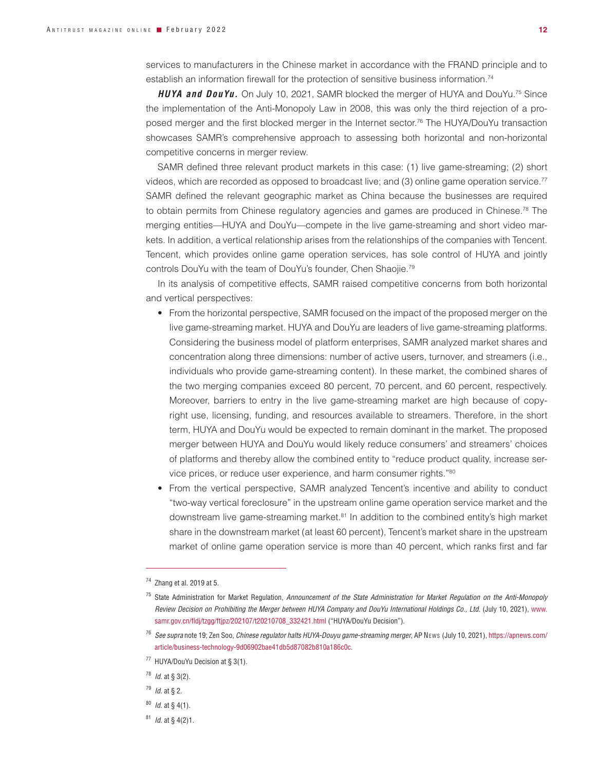services to manufacturers in the Chinese market in accordance with the FRAND principle and to establish an information firewall for the protection of sensitive business information.[74]

***HUYA and DouYu.*** On July 10, 2021, SAMR blocked the merger of HUYA and DouYu.[75] Since the implementation of the Anti-Monopoly Law in 2008, this was only the third rejection of a proposed merger and the first blocked merger in the Internet sector.[76] The HUYA/DouYu transaction showcases SAMR's comprehensive approach to assessing both horizontal and non-horizontal competitive concerns in merger review.

SAMR defined three relevant product markets in this case: (1) live game-streaming; (2) short videos, which are recorded as opposed to broadcast live; and (3) online game operation service.[77] SAMR defined the relevant geographic market as China because the businesses are required to obtain permits from Chinese regulatory agencies and games are produced in Chinese.[78] The merging entities—HUYA and DouYu—compete in the live game-streaming and short video markets. In addition, a vertical relationship arises from the relationships of the companies with Tencent. Tencent, which provides online game operation services, has sole control of HUYA and jointly controls DouYu with the team of DouYu's founder, Chen Shaojie.[79]

In its analysis of competitive effects, SAMR raised competitive concerns from both horizontal and vertical perspectives:

- From the horizontal perspective, SAMR focused on the impact of the proposed merger on the live game-streaming market. HUYA and DouYu are leaders of live game-streaming platforms. Considering the business model of platform enterprises, SAMR analyzed market shares and concentration along three dimensions: number of active users, turnover, and streamers (i.e., individuals who provide game-streaming content). In these market, the combined shares of the two merging companies exceed 80 percent, 70 percent, and 60 percent, respectively. Moreover, barriers to entry in the live game-streaming market are high because of copyright use, licensing, funding, and resources available to streamers. Therefore, in the short term, HUYA and DouYu would be expected to remain dominant in the market. The proposed merger between HUYA and DouYu would likely reduce consumers' and streamers' choices of platforms and thereby allow the combined entity to "reduce product quality, increase service prices, or reduce user experience, and harm consumer rights."[80]
- From the vertical perspective, SAMR analyzed Tencent's incentive and ability to conduct "two-way vertical foreclosure" in the upstream online game operation service market and the downstream live game-streaming market.[81] In addition to the combined entity's high market share in the downstream market (at least 60 percent), Tencent's market share in the upstream market of online game operation service is more than 40 percent, which ranks first and far

---

[74] Zhang et al. 2019 at 5.

[75] State Administration for Market Regulation, *Announcement of the State Administration for Market Regulation on the Anti-Monopoly Review Decision on Prohibiting the Merger between HUYA Company and DouYu International Holdings Co., Ltd.* (July 10, 2021), www.samr.gov.cn/fldj/tzgg/ftjpz/202107/t20210708_332421.html ("HUYA/DouYu Decision").

[76] *See supra* note 19; Zen Soo, *Chinese regulator halts HUYA-Douyu game-streaming merger*, AP News (July 10, 2021), https://apnews.com/article/business-technology-9d06902bae41db5d87082b810a186c0c.

[77] HUYA/DouYu Decision at § 3(1).

[78] *Id.* at § 3(2).

[79] *Id.* at § 2.

[80] *Id.* at § 4(1).

[81] *Id.* at § 4(2)1.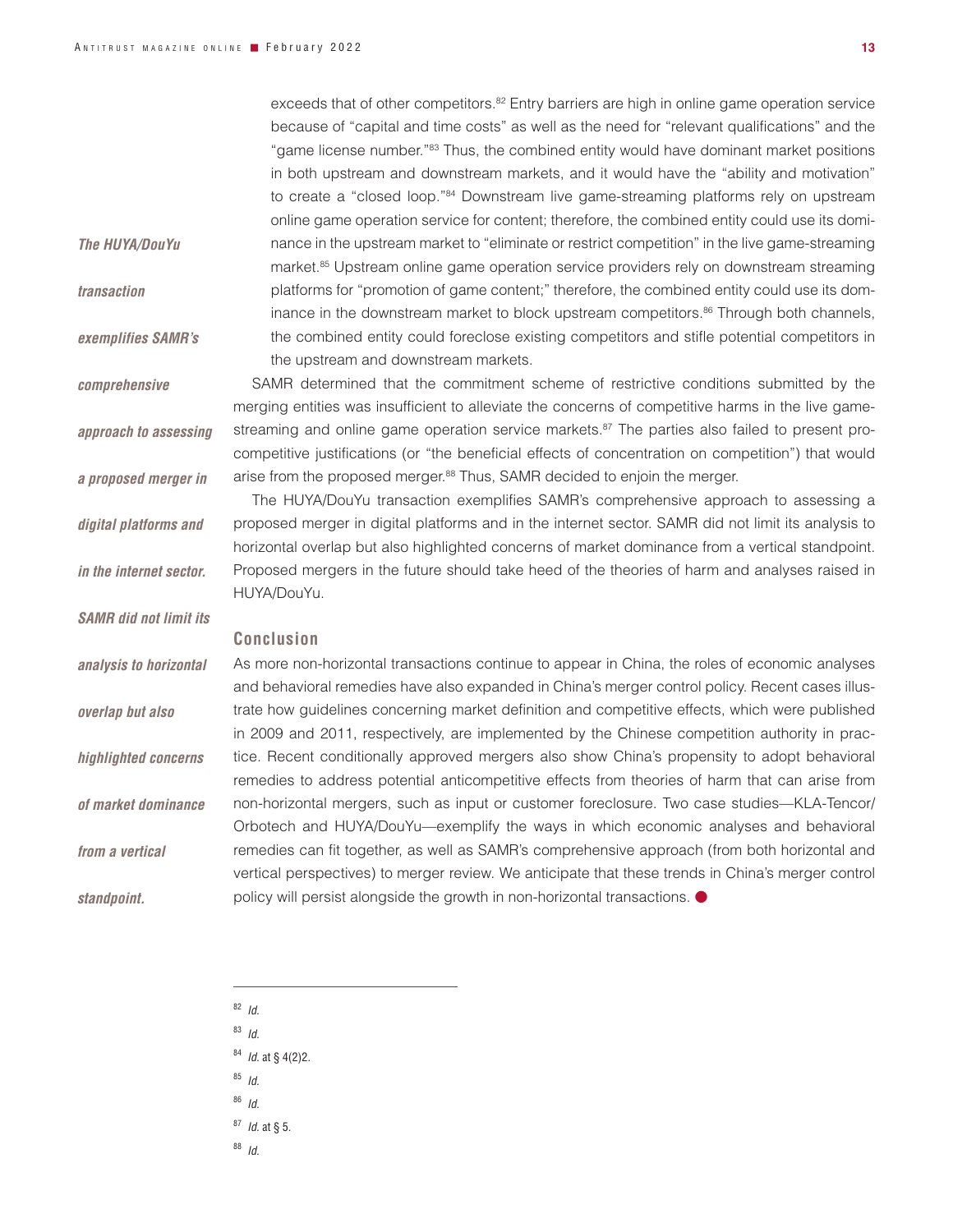exceeds that of other competitors.[82] Entry barriers are high in online game operation service because of "capital and time costs" as well as the need for "relevant qualifications" and the "game license number."[83] Thus, the combined entity would have dominant market positions in both upstream and downstream markets, and it would have the "ability and motivation" to create a "closed loop."[84] Downstream live game-streaming platforms rely on upstream online game operation service for content; therefore, the combined entity could use its dominance in the upstream market to "eliminate or restrict competition" in the live game-streaming market.[85] Upstream online game operation service providers rely on downstream streaming platforms for "promotion of game content;" therefore, the combined entity could use its dominance in the downstream market to block upstream competitors.[86] Through both channels, the combined entity could foreclose existing competitors and stifle potential competitors in the upstream and downstream markets.

SAMR determined that the commitment scheme of restrictive conditions submitted by the merging entities was insufficient to alleviate the concerns of competitive harms in the live game-streaming and online game operation service markets.[87] The parties also failed to present pro-competitive justifications (or "the beneficial effects of concentration on competition") that would arise from the proposed merger.[88] Thus, SAMR decided to enjoin the merger.

The HUYA/DouYu transaction exemplifies SAMR's comprehensive approach to assessing a proposed merger in digital platforms and in the internet sector. SAMR did not limit its analysis to horizontal overlap but also highlighted concerns of market dominance from a vertical standpoint. Proposed mergers in the future should take heed of the theories of harm and analyses raised in HUYA/DouYu.

***The HUYA/DouYu transaction exemplifies SAMR's comprehensive approach to assessing a proposed merger in digital platforms and in the internet sector. SAMR did not limit its analysis to horizontal overlap but also highlighted concerns of market dominance from a vertical standpoint.***

## Conclusion

As more non-horizontal transactions continue to appear in China, the roles of economic analyses and behavioral remedies have also expanded in China's merger control policy. Recent cases illustrate how guidelines concerning market definition and competitive effects, which were published in 2009 and 2011, respectively, are implemented by the Chinese competition authority in practice. Recent conditionally approved mergers also show China's propensity to adopt behavioral remedies to address potential anticompetitive effects from theories of harm that can arise from non-horizontal mergers, such as input or customer foreclosure. Two case studies—KLA-Tencor/Orbotech and HUYA/DouYu—exemplify the ways in which economic analyses and behavioral remedies can fit together, as well as SAMR's comprehensive approach (from both horizontal and vertical perspectives) to merger review. We anticipate that these trends in China's merger control policy will persist alongside the growth in non-horizontal transactions. ●

---

[82] *Id.*

[83] *Id.*

[84] *Id.* at § 4(2)2.

[85] *Id.*

[86] *Id.*

[87] *Id.* at § 5.

[88] *Id.*